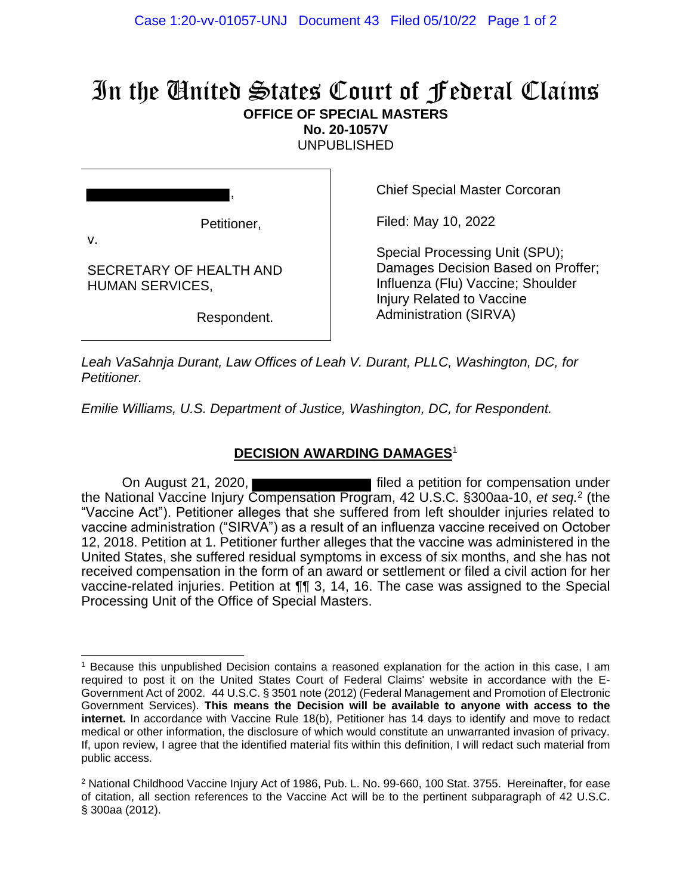# In the United States Court of Federal Claims

**OFFICE OF SPECIAL MASTERS**
**No. 20-1057V**
UNPUBLISHED

██████████,

Petitioner,

v.

SECRETARY OF HEALTH AND HUMAN SERVICES,

Respondent.

Chief Special Master Corcoran

Filed: May 10, 2022

Special Processing Unit (SPU); Damages Decision Based on Proffer; Influenza (Flu) Vaccine; Shoulder Injury Related to Vaccine Administration (SIRVA)

*Leah VaSahnja Durant, Law Offices of Leah V. Durant, PLLC, Washington, DC, for Petitioner.*

*Emilie Williams, U.S. Department of Justice, Washington, DC, for Respondent.*

## DECISION AWARDING DAMAGES[1]

On August 21, 2020, ██████████ filed a petition for compensation under the National Vaccine Injury Compensation Program, 42 U.S.C. §300aa-10, *et seq.*[2] (the "Vaccine Act"). Petitioner alleges that she suffered from left shoulder injuries related to vaccine administration ("SIRVA") as a result of an influenza vaccine received on October 12, 2018. Petition at 1. Petitioner further alleges that the vaccine was administered in the United States, she suffered residual symptoms in excess of six months, and she has not received compensation in the form of an award or settlement or filed a civil action for her vaccine-related injuries. Petition at ¶¶ 3, 14, 16. The case was assigned to the Special Processing Unit of the Office of Special Masters.

---

[1] Because this unpublished Decision contains a reasoned explanation for the action in this case, I am required to post it on the United States Court of Federal Claims' website in accordance with the E-Government Act of 2002. 44 U.S.C. § 3501 note (2012) (Federal Management and Promotion of Electronic Government Services). **This means the Decision will be available to anyone with access to the internet.** In accordance with Vaccine Rule 18(b), Petitioner has 14 days to identify and move to redact medical or other information, the disclosure of which would constitute an unwarranted invasion of privacy. If, upon review, I agree that the identified material fits within this definition, I will redact such material from public access.

[2] National Childhood Vaccine Injury Act of 1986, Pub. L. No. 99-660, 100 Stat. 3755. Hereinafter, for ease of citation, all section references to the Vaccine Act will be to the pertinent subparagraph of 42 U.S.C. § 300aa (2012).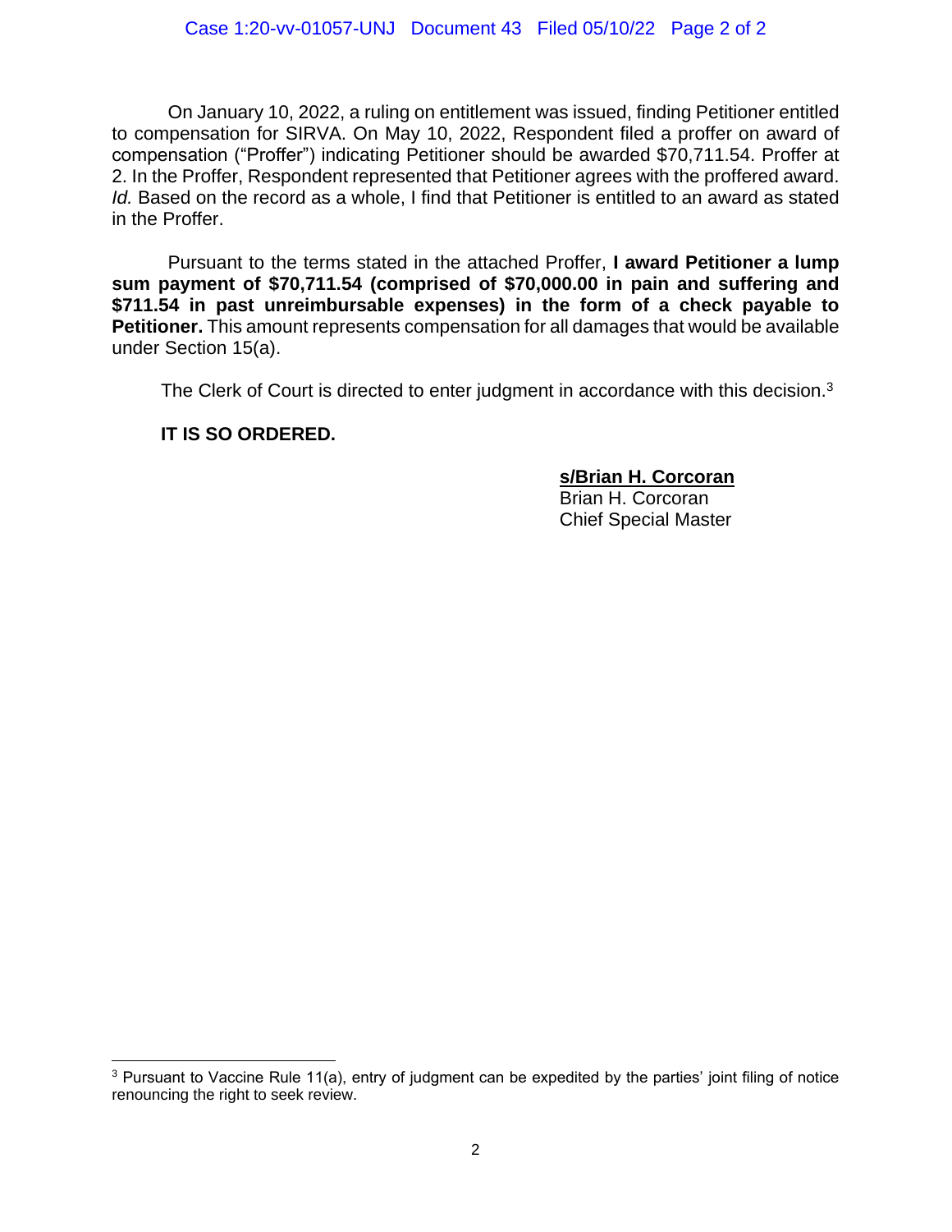On January 10, 2022, a ruling on entitlement was issued, finding Petitioner entitled to compensation for SIRVA. On May 10, 2022, Respondent filed a proffer on award of compensation ("Proffer") indicating Petitioner should be awarded $70,711.54. Proffer at 2. In the Proffer, Respondent represented that Petitioner agrees with the proffered award. *Id.* Based on the record as a whole, I find that Petitioner is entitled to an award as stated in the Proffer.

Pursuant to the terms stated in the attached Proffer, **I award Petitioner a lump sum payment of $70,711.54 (comprised of $70,000.00 in pain and suffering and $711.54 in past unreimbursable expenses) in the form of a check payable to Petitioner.** This amount represents compensation for all damages that would be available under Section 15(a).

The Clerk of Court is directed to enter judgment in accordance with this decision.[3]

**IT IS SO ORDERED.**

**s/Brian H. Corcoran**
Brian H. Corcoran
Chief Special Master

[3] Pursuant to Vaccine Rule 11(a), entry of judgment can be expedited by the parties' joint filing of notice renouncing the right to seek review.